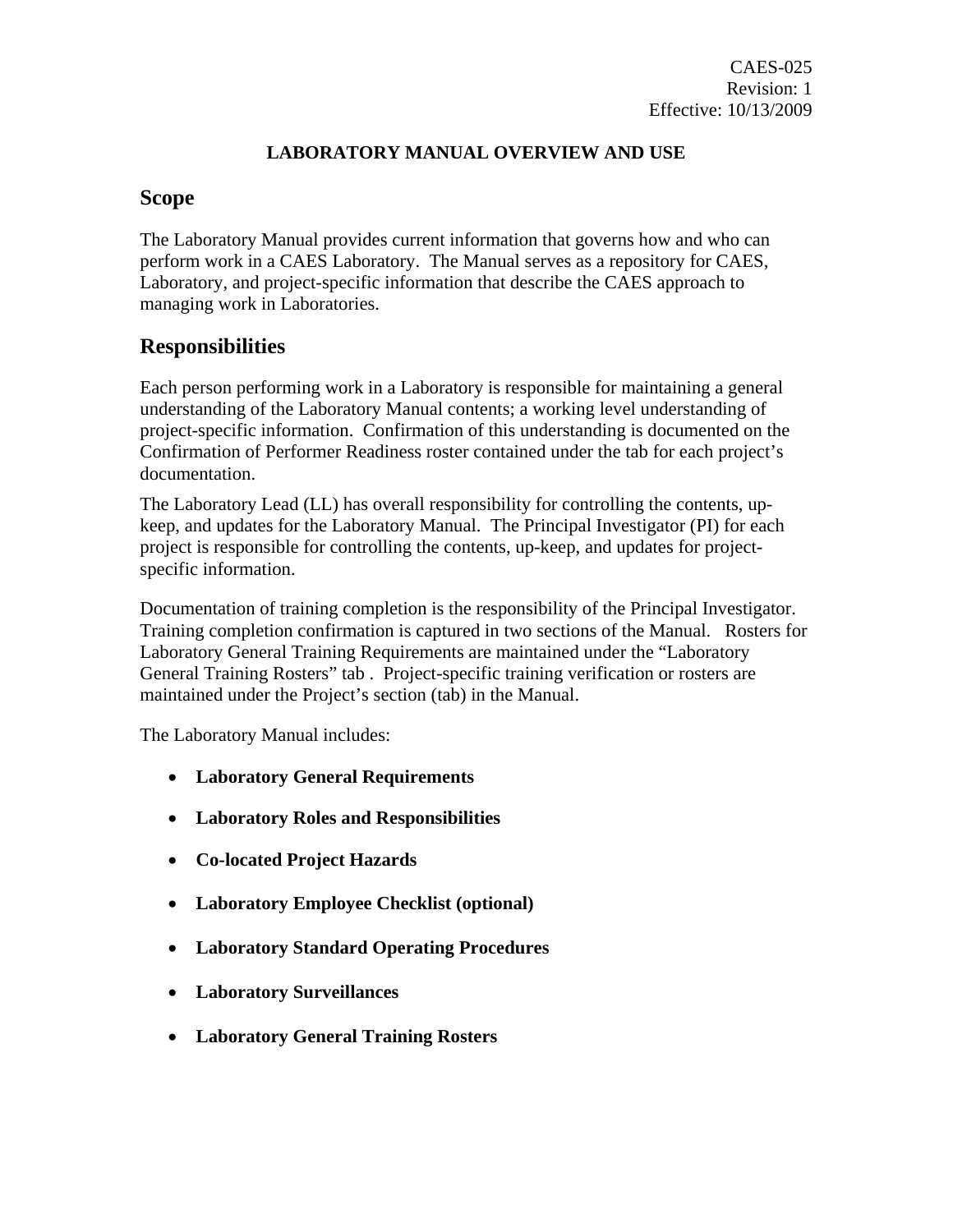CAES-025
Revision: 1
Effective: 10/13/2009

**LABORATORY MANUAL OVERVIEW AND USE**

## Scope

The Laboratory Manual provides current information that governs how and who can perform work in a CAES Laboratory. The Manual serves as a repository for CAES, Laboratory, and project-specific information that describe the CAES approach to managing work in Laboratories.

## Responsibilities

Each person performing work in a Laboratory is responsible for maintaining a general understanding of the Laboratory Manual contents; a working level understanding of project-specific information. Confirmation of this understanding is documented on the Confirmation of Performer Readiness roster contained under the tab for each project's documentation.

The Laboratory Lead (LL) has overall responsibility for controlling the contents, up-keep, and updates for the Laboratory Manual. The Principal Investigator (PI) for each project is responsible for controlling the contents, up-keep, and updates for project-specific information.

Documentation of training completion is the responsibility of the Principal Investigator. Training completion confirmation is captured in two sections of the Manual. Rosters for Laboratory General Training Requirements are maintained under the "Laboratory General Training Rosters" tab . Project-specific training verification or rosters are maintained under the Project's section (tab) in the Manual.

The Laboratory Manual includes:

- **Laboratory General Requirements**
- **Laboratory Roles and Responsibilities**
- **Co-located Project Hazards**
- **Laboratory Employee Checklist (optional)**
- **Laboratory Standard Operating Procedures**
- **Laboratory Surveillances**
- **Laboratory General Training Rosters**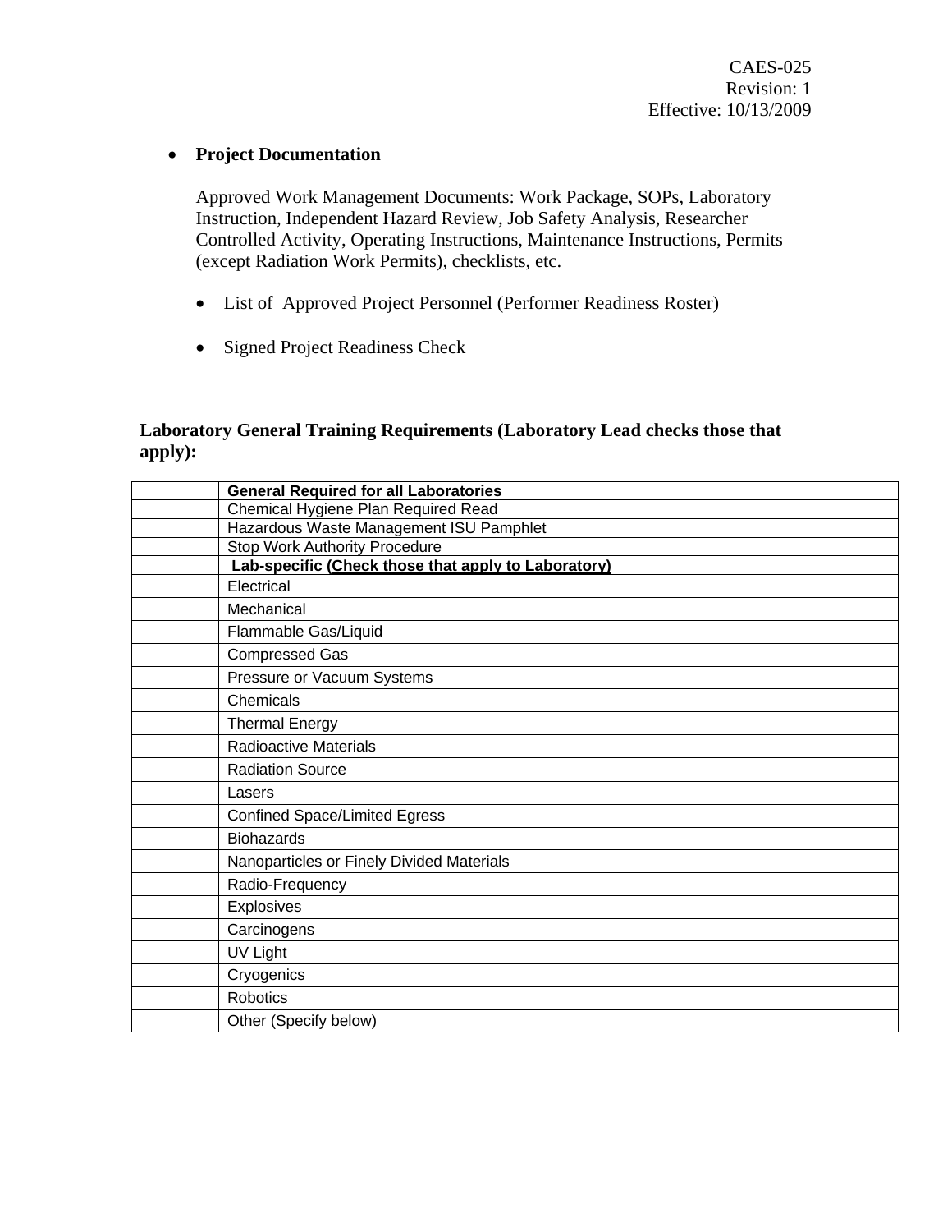- **Project Documentation**

  Approved Work Management Documents: Work Package, SOPs, Laboratory Instruction, Independent Hazard Review, Job Safety Analysis, Researcher Controlled Activity, Operating Instructions, Maintenance Instructions, Permits (except Radiation Work Permits), checklists, etc.

  - List of Approved Project Personnel (Performer Readiness Roster)

  - Signed Project Readiness Check

**Laboratory General Training Requirements (Laboratory Lead checks those that apply):**

| | |
|---|---|
| | **General Required for all Laboratories** |
| | Chemical Hygiene Plan Required Read |
| | Hazardous Waste Management ISU Pamphlet |
| | Stop Work Authority Procedure |
| | **Lab-specific (Check those that apply to Laboratory)** |
| | Electrical |
| | Mechanical |
| | Flammable Gas/Liquid |
| | Compressed Gas |
| | Pressure or Vacuum Systems |
| | Chemicals |
| | Thermal Energy |
| | Radioactive Materials |
| | Radiation Source |
| | Lasers |
| | Confined Space/Limited Egress |
| | Biohazards |
| | Nanoparticles or Finely Divided Materials |
| | Radio-Frequency |
| | Explosives |
| | Carcinogens |
| | UV Light |
| | Cryogenics |
| | Robotics |
| | Other (Specify below) |